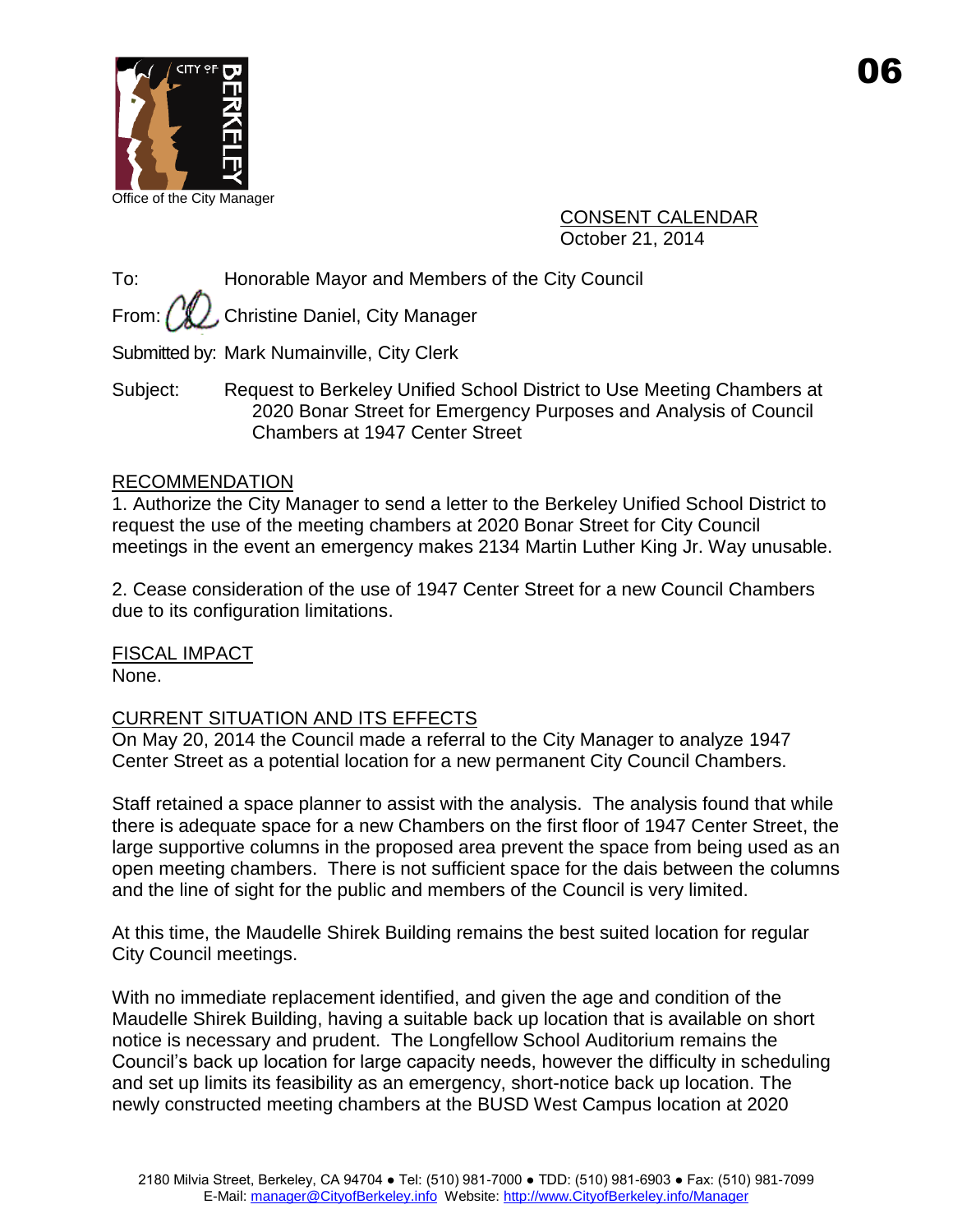06

Office of the City Manager

CONSENT CALENDAR
October 21, 2014

To: Honorable Mayor and Members of the City Council

From: Christine Daniel, City Manager

Submitted by: Mark Numainville, City Clerk

Subject: Request to Berkeley Unified School District to Use Meeting Chambers at 2020 Bonar Street for Emergency Purposes and Analysis of Council Chambers at 1947 Center Street

## RECOMMENDATION

1. Authorize the City Manager to send a letter to the Berkeley Unified School District to request the use of the meeting chambers at 2020 Bonar Street for City Council meetings in the event an emergency makes 2134 Martin Luther King Jr. Way unusable.

2. Cease consideration of the use of 1947 Center Street for a new Council Chambers due to its configuration limitations.

## FISCAL IMPACT

None.

## CURRENT SITUATION AND ITS EFFECTS

On May 20, 2014 the Council made a referral to the City Manager to analyze 1947 Center Street as a potential location for a new permanent City Council Chambers.

Staff retained a space planner to assist with the analysis. The analysis found that while there is adequate space for a new Chambers on the first floor of 1947 Center Street, the large supportive columns in the proposed area prevent the space from being used as an open meeting chambers. There is not sufficient space for the dais between the columns and the line of sight for the public and members of the Council is very limited.

At this time, the Maudelle Shirek Building remains the best suited location for regular City Council meetings.

With no immediate replacement identified, and given the age and condition of the Maudelle Shirek Building, having a suitable back up location that is available on short notice is necessary and prudent. The Longfellow School Auditorium remains the Council's back up location for large capacity needs, however the difficulty in scheduling and set up limits its feasibility as an emergency, short-notice back up location. The newly constructed meeting chambers at the BUSD West Campus location at 2020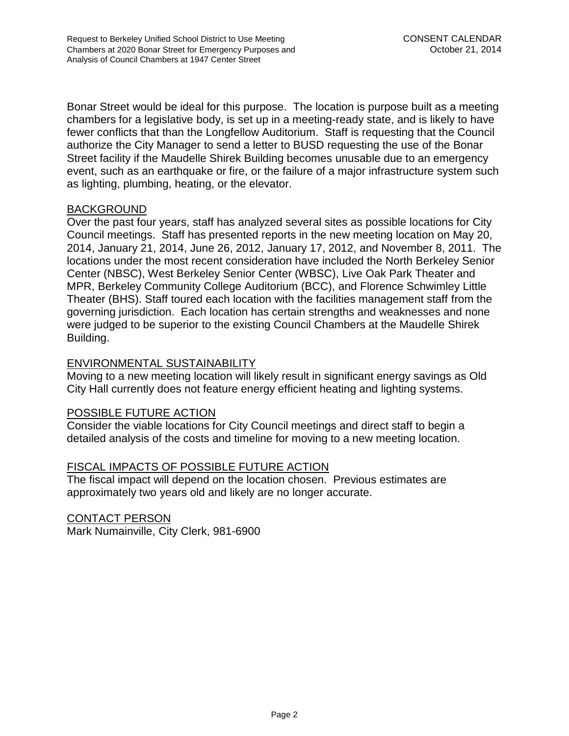Bonar Street would be ideal for this purpose. The location is purpose built as a meeting chambers for a legislative body, is set up in a meeting-ready state, and is likely to have fewer conflicts that than the Longfellow Auditorium. Staff is requesting that the Council authorize the City Manager to send a letter to BUSD requesting the use of the Bonar Street facility if the Maudelle Shirek Building becomes unusable due to an emergency event, such as an earthquake or fire, or the failure of a major infrastructure system such as lighting, plumbing, heating, or the elevator.

## BACKGROUND

Over the past four years, staff has analyzed several sites as possible locations for City Council meetings. Staff has presented reports in the new meeting location on May 20, 2014, January 21, 2014, June 26, 2012, January 17, 2012, and November 8, 2011. The locations under the most recent consideration have included the North Berkeley Senior Center (NBSC), West Berkeley Senior Center (WBSC), Live Oak Park Theater and MPR, Berkeley Community College Auditorium (BCC), and Florence Schwimley Little Theater (BHS). Staff toured each location with the facilities management staff from the governing jurisdiction. Each location has certain strengths and weaknesses and none were judged to be superior to the existing Council Chambers at the Maudelle Shirek Building.

## ENVIRONMENTAL SUSTAINABILITY

Moving to a new meeting location will likely result in significant energy savings as Old City Hall currently does not feature energy efficient heating and lighting systems.

## POSSIBLE FUTURE ACTION

Consider the viable locations for City Council meetings and direct staff to begin a detailed analysis of the costs and timeline for moving to a new meeting location.

## FISCAL IMPACTS OF POSSIBLE FUTURE ACTION

The fiscal impact will depend on the location chosen. Previous estimates are approximately two years old and likely are no longer accurate.

## CONTACT PERSON

Mark Numainville, City Clerk, 981-6900